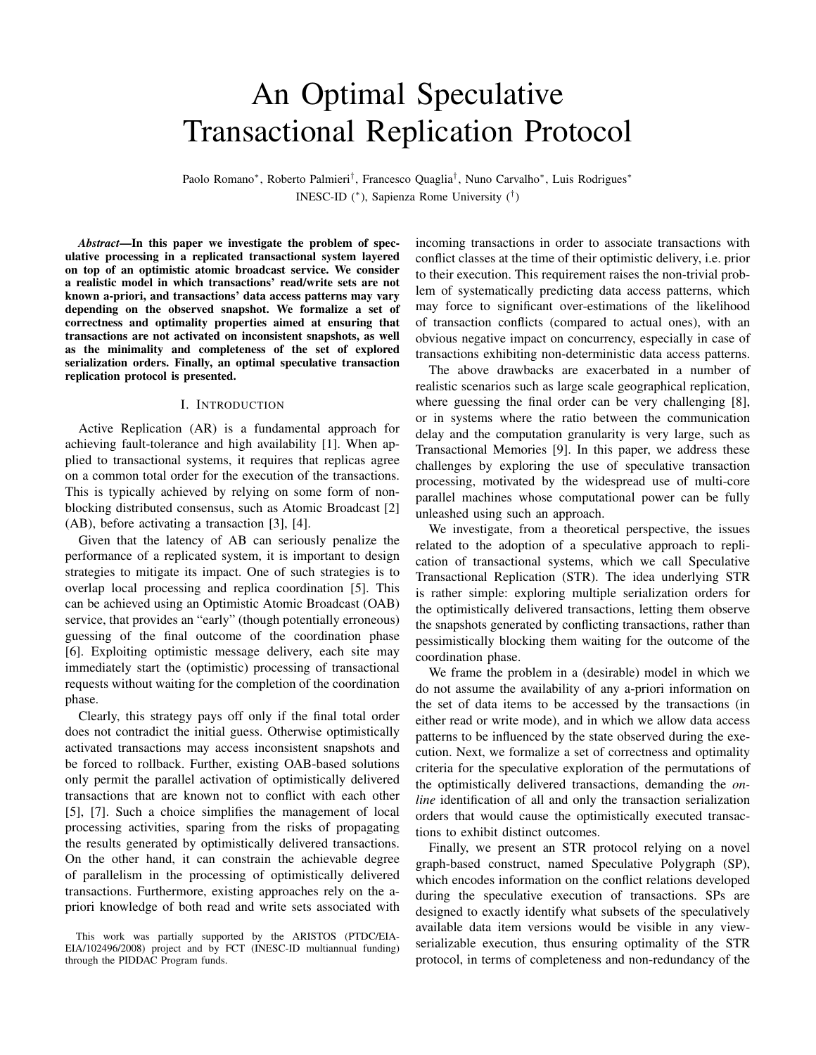# An Optimal Speculative Transactional Replication Protocol

Paolo Romano[*], Roberto Palmieri[†], Francesco Quaglia[†], Nuno Carvalho[*], Luis Rodrigues[*]
INESC-ID (*), Sapienza Rome University (†)

***Abstract*—In this paper we investigate the problem of speculative processing in a replicated transactional system layered on top of an optimistic atomic broadcast service. We consider a realistic model in which transactions' read/write sets are not known a-priori, and transactions' data access patterns may vary depending on the observed snapshot. We formalize a set of correctness and optimality properties aimed at ensuring that transactions are not activated on inconsistent snapshots, as well as the minimality and completeness of the set of explored serialization orders. Finally, an optimal speculative transaction replication protocol is presented.**

## I. Introduction

Active Replication (AR) is a fundamental approach for achieving fault-tolerance and high availability [1]. When applied to transactional systems, it requires that replicas agree on a common total order for the execution of the transactions. This is typically achieved by relying on some form of non-blocking distributed consensus, such as Atomic Broadcast [2] (AB), before activating a transaction [3], [4].

Given that the latency of AB can seriously penalize the performance of a replicated system, it is important to design strategies to mitigate its impact. One of such strategies is to overlap local processing and replica coordination [5]. This can be achieved using an Optimistic Atomic Broadcast (OAB) service, that provides an "early" (though potentially erroneous) guessing of the final outcome of the coordination phase [6]. Exploiting optimistic message delivery, each site may immediately start the (optimistic) processing of transactional requests without waiting for the completion of the coordination phase.

Clearly, this strategy pays off only if the final total order does not contradict the initial guess. Otherwise optimistically activated transactions may access inconsistent snapshots and be forced to rollback. Further, existing OAB-based solutions only permit the parallel activation of optimistically delivered transactions that are known not to conflict with each other [5], [7]. Such a choice simplifies the management of local processing activities, sparing from the risks of propagating the results generated by optimistically delivered transactions. On the other hand, it can constrain the achievable degree of parallelism in the processing of optimistically delivered transactions. Furthermore, existing approaches rely on the a-priori knowledge of both read and write sets associated with incoming transactions in order to associate transactions with conflict classes at the time of their optimistic delivery, i.e. prior to their execution. This requirement raises the non-trivial problem of systematically predicting data access patterns, which may force to significant over-estimations of the likelihood of transaction conflicts (compared to actual ones), with an obvious negative impact on concurrency, especially in case of transactions exhibiting non-deterministic data access patterns.

The above drawbacks are exacerbated in a number of realistic scenarios such as large scale geographical replication, where guessing the final order can be very challenging [8], or in systems where the ratio between the communication delay and the computation granularity is very large, such as Transactional Memories [9]. In this paper, we address these challenges by exploring the use of speculative transaction processing, motivated by the widespread use of multi-core parallel machines whose computational power can be fully unleashed using such an approach.

We investigate, from a theoretical perspective, the issues related to the adoption of a speculative approach to replication of transactional systems, which we call Speculative Transactional Replication (STR). The idea underlying STR is rather simple: exploring multiple serialization orders for the optimistically delivered transactions, letting them observe the snapshots generated by conflicting transactions, rather than pessimistically blocking them waiting for the outcome of the coordination phase.

We frame the problem in a (desirable) model in which we do not assume the availability of any a-priori information on the set of data items to be accessed by the transactions (in either read or write mode), and in which we allow data access patterns to be influenced by the state observed during the execution. Next, we formalize a set of correctness and optimality criteria for the speculative exploration of the permutations of the optimistically delivered transactions, demanding the *on-line* identification of all and only the transaction serialization orders that would cause the optimistically executed transactions to exhibit distinct outcomes.

Finally, we present an STR protocol relying on a novel graph-based construct, named Speculative Polygraph (SP), which encodes information on the conflict relations developed during the speculative execution of transactions. SPs are designed to exactly identify what subsets of the speculatively available data item versions would be visible in any view-serializable execution, thus ensuring optimality of the STR protocol, in terms of completeness and non-redundancy of the

This work was partially supported by the ARISTOS (PTDC/EIA-EIA/102496/2008) project and by FCT (INESC-ID multiannual funding) through the PIDDAC Program funds.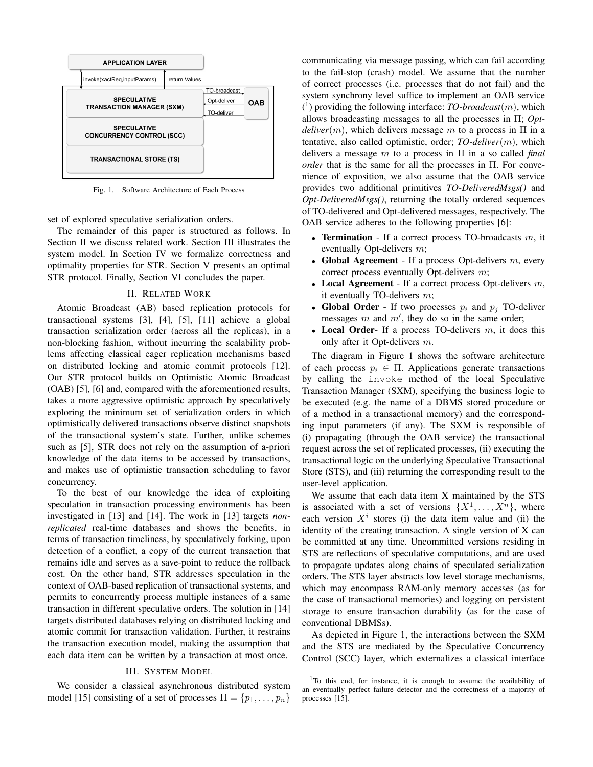Fig. 1. Software Architecture of Each Process

set of explored speculative serialization orders.

The remainder of this paper is structured as follows. In Section II we discuss related work. Section III illustrates the system model. In Section IV we formalize correctness and optimality properties for STR. Section V presents an optimal STR protocol. Finally, Section VI concludes the paper.

## II. Related Work

Atomic Broadcast (AB) based replication protocols for transactional systems [3], [4], [5], [11] achieve a global transaction serialization order (across all the replicas), in a non-blocking fashion, without incurring the scalability problems affecting classical eager replication mechanisms based on distributed locking and atomic commit protocols [12]. Our STR protocol builds on Optimistic Atomic Broadcast (OAB) [5], [6] and, compared with the aforementioned results, takes a more aggressive optimistic approach by speculatively exploring the minimum set of serialization orders in which optimistically delivered transactions observe distinct snapshots of the transactional system's state. Further, unlike schemes such as [5], STR does not rely on the assumption of a-priori knowledge of the data items to be accessed by transactions, and makes use of optimistic transaction scheduling to favor concurrency.

To the best of our knowledge the idea of exploiting speculation in transaction processing environments has been investigated in [13] and [14]. The work in [13] targets *non-replicated* real-time databases and shows the benefits, in terms of transaction timeliness, by speculatively forking, upon detection of a conflict, a copy of the current transaction that remains idle and serves as a save-point to reduce the rollback cost. On the other hand, STR addresses speculation in the context of OAB-based replication of transactional systems, and permits to concurrently process multiple instances of a same transaction in different speculative orders. The solution in [14] targets distributed databases relying on distributed locking and atomic commit for transaction validation. Further, it restrains the transaction execution model, making the assumption that each data item can be written by a transaction at most once.

## III. System Model

We consider a classical asynchronous distributed system model [15] consisting of a set of processes $\Pi = \{p_1, \ldots, p_n\}$ communicating via message passing, which can fail according to the fail-stop (crash) model. We assume that the number of correct processes (i.e. processes that do not fail) and the system synchrony level suffice to implement an OAB service ([1]) providing the following interface: ***TO-broadcast***$(m)$, which allows broadcasting messages to all the processes in $\Pi$; ***Opt-deliver***$(m)$, which delivers message $m$ to a process in $\Pi$ in a tentative, also called optimistic, order; ***TO-deliver***$(m)$, which delivers a message $m$ to a process in $\Pi$ in a so called ***final order*** that is the same for all the processes in $\Pi$. For convenience of exposition, we also assume that the OAB service provides two additional primitives ***TO-DeliveredMsgs()*** and ***Opt-DeliveredMsgs()***, returning the totally ordered sequences of TO-delivered and Opt-delivered messages, respectively. The OAB service adheres to the following properties [6]:

- **Termination** - If a correct process TO-broadcasts $m$, it eventually Opt-delivers $m$;
- **Global Agreement** - If a process Opt-delivers $m$, every correct process eventually Opt-delivers $m$;
- **Local Agreement** - If a correct process Opt-delivers $m$, it eventually TO-delivers $m$;
- **Global Order** - If two processes $p_i$ and $p_j$ TO-deliver messages $m$ and $m'$, they do so in the same order;
- **Local Order**- If a process TO-delivers $m$, it does this only after it Opt-delivers $m$.

The diagram in Figure 1 shows the software architecture of each process $p_i \in \Pi$. Applications generate transactions by calling the `invoke` method of the local Speculative Transaction Manager (SXM), specifying the business logic to be executed (e.g. the name of a DBMS stored procedure or of a method in a transactional memory) and the corresponding input parameters (if any). The SXM is responsible of (i) propagating (through the OAB service) the transactional request across the set of replicated processes, (ii) executing the transactional logic on the underlying Speculative Transactional Store (STS), and (iii) returning the corresponding result to the user-level application.

We assume that each data item X maintained by the STS is associated with a set of versions $\{X^1, \ldots, X^n\}$, where each version $X^i$ stores (i) the data item value and (ii) the identity of the creating transaction. A single version of X can be committed at any time. Uncommitted versions residing in STS are reflections of speculative computations, and are used to propagate updates along chains of speculated serialization orders. The STS layer abstracts low level storage mechanisms, which may encompass RAM-only memory accesses (as for the case of transactional memories) and logging on persistent storage to ensure transaction durability (as for the case of conventional DBMSs).

As depicted in Figure 1, the interactions between the SXM and the STS are mediated by the Speculative Concurrency Control (SCC) layer, which externalizes a classical interface

[1]To this end, for instance, it is enough to assume the availability of an eventually perfect failure detector and the correctness of a majority of processes [15].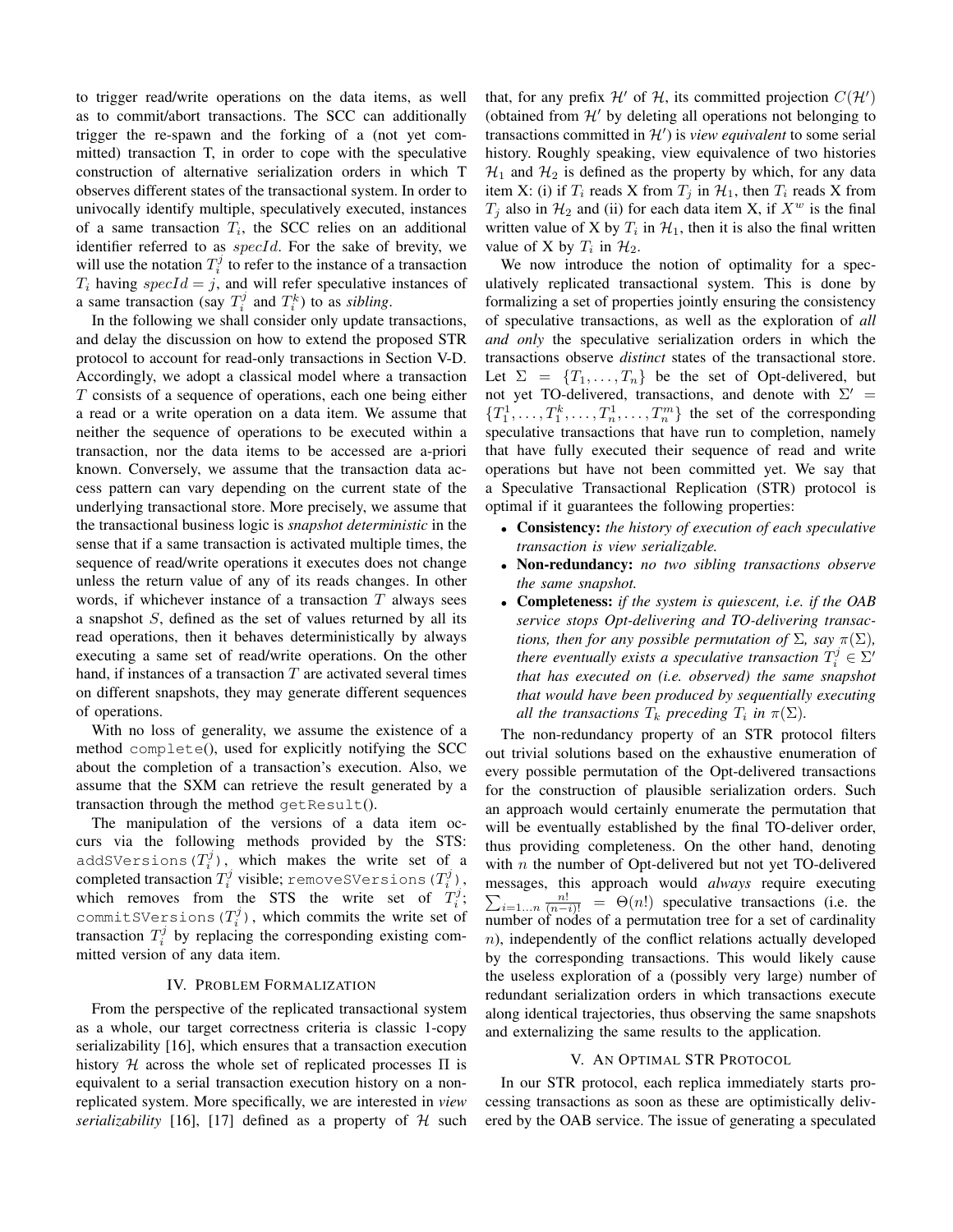to trigger read/write operations on the data items, as well as to commit/abort transactions. The SCC can additionally trigger the re-spawn and the forking of a (not yet committed) transaction T, in order to cope with the speculative construction of alternative serialization orders in which T observes different states of the transactional system. In order to univocally identify multiple, speculatively executed, instances of a same transaction $T_i$, the SCC relies on an additional identifier referred to as $specId$. For the sake of brevity, we will use the notation $T_i^j$ to refer to the instance of a transaction $T_i$ having $specId = j$, and will refer speculative instances of a same transaction (say $T_i^j$ and $T_i^k$) to as *sibling*.

In the following we shall consider only update transactions, and delay the discussion on how to extend the proposed STR protocol to account for read-only transactions in Section V-D. Accordingly, we adopt a classical model where a transaction $T$ consists of a sequence of operations, each one being either a read or a write operation on a data item. We assume that neither the sequence of operations to be executed within a transaction, nor the data items to be accessed are a-priori known. Conversely, we assume that the transaction data access pattern can vary depending on the current state of the underlying transactional store. More precisely, we assume that the transactional business logic is *snapshot deterministic* in the sense that if a same transaction is activated multiple times, the sequence of read/write operations it executes does not change unless the return value of any of its reads changes. In other words, if whichever instance of a transaction $T$ always sees a snapshot $S$, defined as the set of values returned by all its read operations, then it behaves deterministically by always executing a same set of read/write operations. On the other hand, if instances of a transaction $T$ are activated several times on different snapshots, they may generate different sequences of operations.

With no loss of generality, we assume the existence of a method `complete()`, used for explicitly notifying the SCC about the completion of a transaction's execution. Also, we assume that the SXM can retrieve the result generated by a transaction through the method `getResult()`.

The manipulation of the versions of a data item occurs via the following methods provided by the STS: `addSVersions(`$T_i^j$`)`, which makes the write set of a completed transaction $T_i^j$ visible; `removeSVersions(`$T_i^j$`)`, which removes from the STS the write set of $T_i^j$; `commitSVersions(`$T_i^j$`)`, which commits the write set of transaction $T_i^j$ by replacing the corresponding existing committed version of any data item.

## IV. Problem Formalization

From the perspective of the replicated transactional system as a whole, our target correctness criteria is classic 1-copy serializability [16], which ensures that a transaction execution history $\mathcal{H}$ across the whole set of replicated processes $\Pi$ is equivalent to a serial transaction execution history on a non-replicated system. More specifically, we are interested in *view serializability* [16], [17] defined as a property of $\mathcal{H}$ such that, for any prefix $\mathcal{H}'$ of $\mathcal{H}$, its committed projection $C(\mathcal{H}')$ (obtained from $\mathcal{H}'$ by deleting all operations not belonging to transactions committed in $\mathcal{H}'$) is *view equivalent* to some serial history. Roughly speaking, view equivalence of two histories $\mathcal{H}_1$ and $\mathcal{H}_2$ is defined as the property by which, for any data item X: (i) if $T_i$ reads X from $T_j$ in $\mathcal{H}_1$, then $T_i$ reads X from $T_j$ also in $\mathcal{H}_2$ and (ii) for each data item X, if $X^w$ is the final written value of X by $T_i$ in $\mathcal{H}_1$, then it is also the final written value of X by $T_i$ in $\mathcal{H}_2$.

We now introduce the notion of optimality for a speculatively replicated transactional system. This is done by formalizing a set of properties jointly ensuring the consistency of speculative transactions, as well as the exploration of *all and only* the speculative serialization orders in which the transactions observe *distinct* states of the transactional store. Let $\Sigma = \{T_1, \ldots, T_n\}$ be the set of Opt-delivered, but not yet TO-delivered, transactions, and denote with $\Sigma' = \{T_1^1, \ldots, T_1^k, \ldots, T_n^1, \ldots, T_n^m\}$ the set of the corresponding speculative transactions that have run to completion, namely that have fully executed their sequence of read and write operations but have not been committed yet. We say that a Speculative Transactional Replication (STR) protocol is optimal if it guarantees the following properties:

- **Consistency:** *the history of execution of each speculative transaction is view serializable.*
- **Non-redundancy:** *no two sibling transactions observe the same snapshot.*
- **Completeness:** *if the system is quiescent, i.e. if the OAB service stops Opt-delivering and TO-delivering transactions, then for any possible permutation of $\Sigma$, say $\pi(\Sigma)$, there eventually exists a speculative transaction $T_i^j \in \Sigma'$ that has executed on (i.e. observed) the same snapshot that would have been produced by sequentially executing all the transactions $T_k$ preceding $T_i$ in $\pi(\Sigma)$.*

The non-redundancy property of an STR protocol filters out trivial solutions based on the exhaustive enumeration of every possible permutation of the Opt-delivered transactions for the construction of plausible serialization orders. Such an approach would certainly enumerate the permutation that will be eventually established by the final TO-deliver order, thus providing completeness. On the other hand, denoting with $n$ the number of Opt-delivered but not yet TO-delivered messages, this approach would *always* require executing $\sum_{i=1\ldots n} \frac{n!}{(n-i)!} = \Theta(n!)$ speculative transactions (i.e. the number of nodes of a permutation tree for a set of cardinality $n$), independently of the conflict relations actually developed by the corresponding transactions. This would likely cause the useless exploration of a (possibly very large) number of redundant serialization orders in which transactions execute along identical trajectories, thus observing the same snapshots and externalizing the same results to the application.

## V. An Optimal STR Protocol

In our STR protocol, each replica immediately starts processing transactions as soon as these are optimistically delivered by the OAB service. The issue of generating a speculated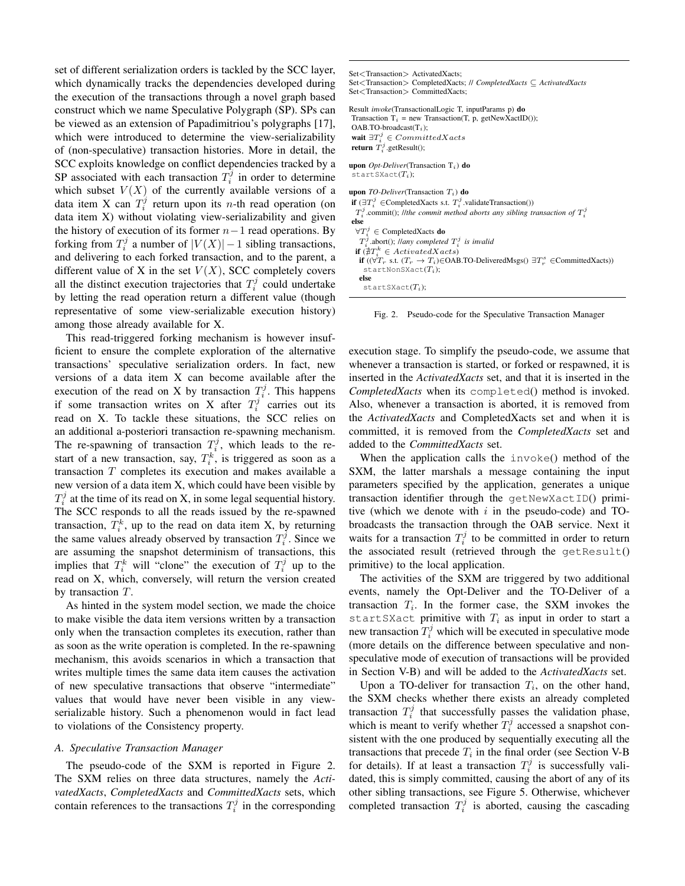set of different serialization orders is tackled by the SCC layer, which dynamically tracks the dependencies developed during the execution of the transactions through a novel graph based construct which we name Speculative Polygraph (SP). SPs can be viewed as an extension of Papadimitriou's polygraphs [17], which were introduced to determine the view-serializability of (non-speculative) transaction histories. More in detail, the SCC exploits knowledge on conflict dependencies tracked by a SP associated with each transaction $T_i^j$ in order to determine which subset $V(X)$ of the currently available versions of a data item X can $T_i^j$ return upon its $n$-th read operation (on data item X) without violating view-serializability and given the history of execution of its former $n-1$ read operations. By forking from $T_i^j$ a number of $|V(X)|-1$ sibling transactions, and delivering to each forked transaction, and to the parent, a different value of X in the set $V(X)$, SCC completely covers all the distinct execution trajectories that $T_i^j$ could undertake by letting the read operation return a different value (though representative of some view-serializable execution history) among those already available for X.

This read-triggered forking mechanism is however insufficient to ensure the complete exploration of the alternative transactions' speculative serialization orders. In fact, new versions of a data item X can become available after the execution of the read on X by transaction $T_i^j$. This happens if some transaction writes on X after $T_i^j$ carries out its read on X. To tackle these situations, the SCC relies on an additional a-posteriori transaction re-spawning mechanism. The re-spawning of transaction $T_i^j$, which leads to the restart of a new transaction, say, $T_i^k$, is triggered as soon as a transaction $T$ completes its execution and makes available a new version of a data item X, which could have been visible by $T_i^j$ at the time of its read on X, in some legal sequential history. The SCC responds to all the reads issued by the re-spawned transaction, $T_i^k$, up to the read on data item X, by returning the same values already observed by transaction $T_i^j$. Since we are assuming the snapshot determinism of transactions, this implies that $T_i^k$ will "clone" the execution of $T_i^j$ up to the read on X, which, conversely, will return the version created by transaction $T$.

As hinted in the system model section, we made the choice to make visible the data item versions written by a transaction only when the transaction completes its execution, rather than as soon as the write operation is completed. In the re-spawning mechanism, this avoids scenarios in which a transaction that writes multiple times the same data item causes the activation of new speculative transactions that observe "intermediate" values that would have never been visible in any view-serializable history. Such a phenomenon would in fact lead to violations of the Consistency property.

### A. Speculative Transaction Manager

The pseudo-code of the SXM is reported in Figure 2. The SXM relies on three data structures, namely the *ActivatedXacts*, *CompletedXacts* and *CommittedXacts* sets, which contain references to the transactions $T_i^j$ in the corresponding execution stage. To simplify the pseudo-code, we assume that whenever a transaction is started, or forked or respawned, it is inserted in the *ActivatedXacts* set, and that it is inserted in the *CompletedXacts* when its `completed()` method is invoked. Also, whenever a transaction is aborted, it is removed from the *ActivatedXacts* and CompletedXacts set and when it is committed, it is removed from the *CompletedXacts* set and added to the *CommittedXacts* set.

```
Set<Transaction> ActivatedXacts;
Set<Transaction> CompletedXacts; // CompletedXacts ⊆ ActivatedXacts
Set<Transaction> CommittedXacts;

Result invoke(TransactionalLogic T, inputParams p) do
 Transaction T_i = new Transaction(T, p, getNewXactID());
 OAB.TO-broadcast(T_i);
 wait ∃T_i^j ∈ CommittedXacts
 return T_i^j.getResult();

upon Opt-Deliver(Transaction T_i) do
 startSXact(T_i);

upon TO-Deliver(Transaction T_i) do
 if (∃T_i^j ∈CompletedXacts s.t. T_i^j.validateTransaction())
  T_i^j.commit(); //the commit method aborts any sibling transaction of T_i^j
 else
  ∀T_i^j ∈ CompletedXacts do
   T_i^j.abort(); //any completed T_i^j is invalid
  if (∄T_i^k ∈ ActivatedXacts)
   if ((∀T_r s.t. (T_r → T_i)∈OAB.TO-DeliveredMsgs() ∃T_r^s ∈CommittedXacts))
    startNonSXact(T_i);
   else
    startSXact(T_i);
```

Fig. 2. Pseudo-code for the Speculative Transaction Manager

When the application calls the `invoke()` method of the SXM, the latter marshals a message containing the input parameters specified by the application, generates a unique transaction identifier through the `getNewXactID()` primitive (which we denote with $i$ in the pseudo-code) and TO-broadcasts the transaction through the OAB service. Next it waits for a transaction $T_i^j$ to be committed in order to return the associated result (retrieved through the `getResult()` primitive) to the local application.

The activities of the SXM are triggered by two additional events, namely the Opt-Deliver and the TO-Deliver of a transaction $T_i$. In the former case, the SXM invokes the `startSXact` primitive with $T_i$ as input in order to start a new transaction $T_i^j$ which will be executed in speculative mode (more details on the difference between speculative and non-speculative mode of execution of transactions will be provided in Section V-B) and will be added to the *ActivatedXacts* set.

Upon a TO-deliver for transaction $T_i$, on the other hand, the SXM checks whether there exists an already completed transaction $T_i^j$ that successfully passes the validation phase, which is meant to verify whether $T_i^j$ accessed a snapshot consistent with the one produced by sequentially executing all the transactions that precede $T_i$ in the final order (see Section V-B for details). If at least a transaction $T_i^j$ is successfully validated, this is simply committed, causing the abort of any of its other sibling transactions, see Figure 5. Otherwise, whichever completed transaction $T_i^j$ is aborted, causing the cascading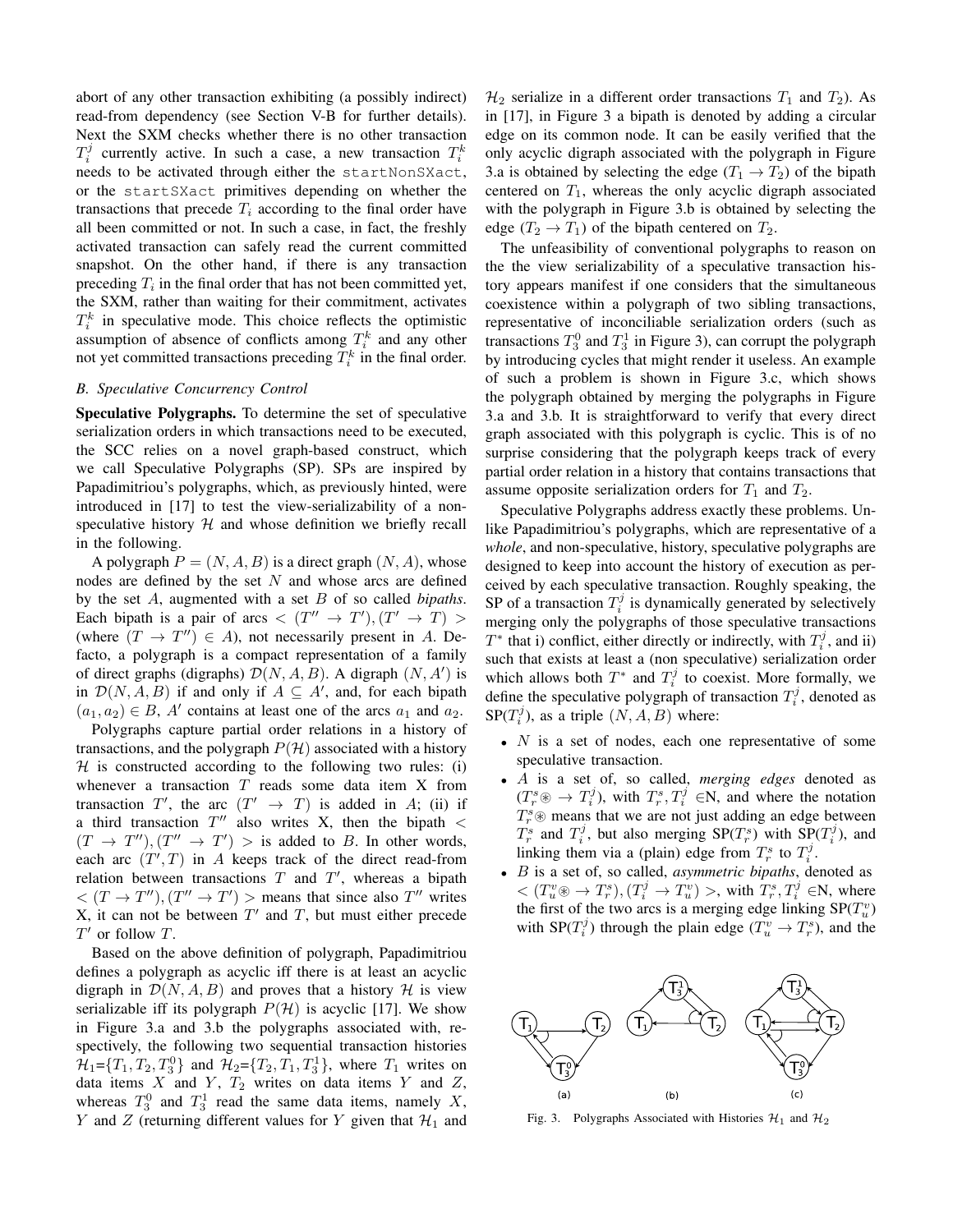abort of any other transaction exhibiting (a possibly indirect) read-from dependency (see Section V-B for further details). Next the SXM checks whether there is no other transaction $T_i^j$ currently active. In such a case, a new transaction $T_i^k$ needs to be activated through either the `startNonSXact`, or the `startSXact` primitives depending on whether the transactions that precede $T_i$ according to the final order have all been committed or not. In such a case, in fact, the freshly activated transaction can safely read the current committed snapshot. On the other hand, if there is any transaction preceding $T_i$ in the final order that has not been committed yet, the SXM, rather than waiting for their commitment, activates $T_i^k$ in speculative mode. This choice reflects the optimistic assumption of absence of conflicts among $T_i^k$ and any other not yet committed transactions preceding $T_i^k$ in the final order.

### B. Speculative Concurrency Control

**Speculative Polygraphs.** To determine the set of speculative serialization orders in which transactions need to be executed, the SCC relies on a novel graph-based construct, which we call Speculative Polygraphs (SP). SPs are inspired by Papadimitriou's polygraphs, which, as previously hinted, were introduced in [17] to test the view-serializability of a non-speculative history $\mathcal{H}$ and whose definition we briefly recall in the following.

A polygraph $P = (N, A, B)$ is a direct graph $(N, A)$, whose nodes are defined by the set $N$ and whose arcs are defined by the set $A$, augmented with a set $B$ of so called *bipaths*. Each bipath is a pair of arcs $< (T'' \rightarrow T'), (T' \rightarrow T) >$ (where $(T \rightarrow T'') \in A$), not necessarily present in $A$. De-facto, a polygraph is a compact representation of a family of direct graphs (digraphs) $\mathcal{D}(N, A, B)$. A digraph $(N, A')$ is in $\mathcal{D}(N, A, B)$ if and only if $A \subseteq A'$, and, for each bipath $(a_1, a_2) \in B$, $A'$ contains at least one of the arcs $a_1$ and $a_2$.

Polygraphs capture partial order relations in a history of transactions, and the polygraph $P(\mathcal{H})$ associated with a history $\mathcal{H}$ is constructed according to the following two rules: (i) whenever a transaction $T$ reads some data item X from transaction $T'$, the arc $(T' \rightarrow T)$ is added in $A$; (ii) if a third transaction $T''$ also writes X, then the bipath $< (T \rightarrow T''), (T'' \rightarrow T') >$ is added to $B$. In other words, each arc $(T', T)$ in $A$ keeps track of the direct read-from relation between transactions $T$ and $T'$, whereas a bipath $< (T \rightarrow T''), (T'' \rightarrow T') >$ means that since also $T''$ writes X, it can not be between $T'$ and $T$, but must either precede $T'$ or follow $T$.

Based on the above definition of polygraph, Papadimitriou defines a polygraph as acyclic iff there is at least an acyclic digraph in $\mathcal{D}(N, A, B)$ and proves that a history $\mathcal{H}$ is view serializable iff its polygraph $P(\mathcal{H})$ is acyclic [17]. We show in Figure 3.a and 3.b the polygraphs associated with, respectively, the following two sequential transaction histories $\mathcal{H}_1$=$\{T_1, T_2, T_3^0\}$ and $\mathcal{H}_2$=$\{T_2, T_1, T_3^1\}$, where $T_1$ writes on data items $X$ and $Y$, $T_2$ writes on data items $Y$ and $Z$, whereas $T_3^0$ and $T_3^1$ read the same data items, namely $X$, $Y$ and $Z$ (returning different values for $Y$ given that $\mathcal{H}_1$ and $\mathcal{H}_2$ serialize in a different order transactions $T_1$ and $T_2$). As in [17], in Figure 3 a bipath is denoted by adding a circular edge on its common node. It can be easily verified that the only acyclic digraph associated with the polygraph in Figure 3.a is obtained by selecting the edge $(T_1 \rightarrow T_2)$ of the bipath centered on $T_1$, whereas the only acyclic digraph associated with the polygraph in Figure 3.b is obtained by selecting the edge $(T_2 \rightarrow T_1)$ of the bipath centered on $T_2$.

Fig. 3. Polygraphs Associated with Histories $\mathcal{H}_1$ and $\mathcal{H}_2$

The unfeasibility of conventional polygraphs to reason on the the view serializability of a speculative transaction history appears manifest if one considers that the simultaneous coexistence within a polygraph of two sibling transactions, representative of inconciliable serialization orders (such as transactions $T_3^0$ and $T_3^1$ in Figure 3), can corrupt the polygraph by introducing cycles that might render it useless. An example of such a problem is shown in Figure 3.c, which shows the polygraph obtained by merging the polygraphs in Figure 3.a and 3.b. It is straightforward to verify that every direct graph associated with this polygraph is cyclic. This is of no surprise considering that the polygraph keeps track of every partial order relation in a history that contains transactions that assume opposite serialization orders for $T_1$ and $T_2$.

Speculative Polygraphs address exactly these problems. Unlike Papadimitriou's polygraphs, which are representative of a *whole*, and non-speculative, history, speculative polygraphs are designed to keep into account the history of execution as perceived by each speculative transaction. Roughly speaking, the SP of a transaction $T_i^j$ is dynamically generated by selectively merging only the polygraphs of those speculative transactions $T^*$ that i) conflict, either directly or indirectly, with $T_i^j$, and ii) such that exists at least a (non speculative) serialization order which allows both $T^*$ and $T_i^j$ to coexist. More formally, we define the speculative polygraph of transaction $T_i^j$, denoted as SP($T_i^j$), as a triple $(N, A, B)$ where:

- $N$ is a set of nodes, each one representative of some speculative transaction.
- $A$ is a set of, so called, *merging edges* denoted as $(T_r^s \circledast \rightarrow T_i^j)$, with $T_r^s, T_i^j \in$N, and where the notation $T_r^s \circledast$ means that we are not just adding an edge between $T_r^s$ and $T_i^j$, but also merging SP($T_r^s$) with SP($T_i^j$), and linking them via a (plain) edge from $T_r^s$ to $T_i^j$.
- $B$ is a set of, so called, *asymmetric bipaths*, denoted as $< (T_u^v \circledast \rightarrow T_r^s), (T_i^j \rightarrow T_u^v) >$, with $T_r^s, T_i^j \in$N, where the first of the two arcs is a merging edge linking SP($T_u^v$) with SP($T_i^j$) through the plain edge $(T_u^v \rightarrow T_r^s)$, and the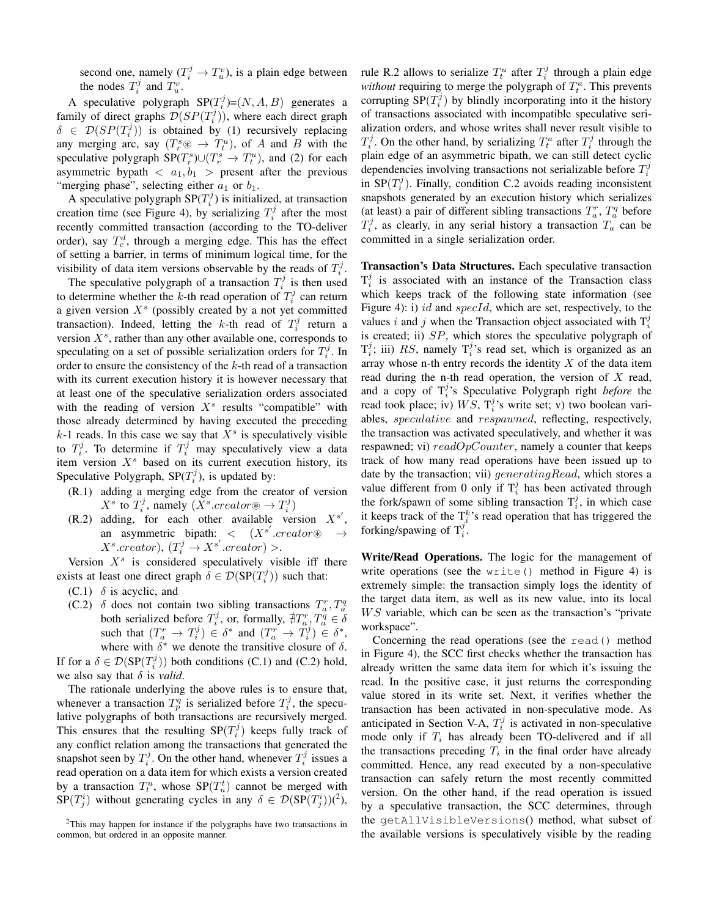second one, namely ($T_i^j \rightarrow T_u^v$), is a plain edge between the nodes $T_i^j$ and $T_u^v$.

A speculative polygraph SP($T_i^j$)=$(N, A, B)$ generates a family of direct graphs $\mathcal{D}(SP(T_i^j))$, where each direct graph $\delta \in \mathcal{D}(SP(T_i^j))$ is obtained by (1) recursively replacing any merging arc, say ($T_r^s \circledast \rightarrow T_t^u$), of $A$ and $B$ with the speculative polygraph SP($T_r^s$)∪($T_r^s \rightarrow T_t^u$), and (2) for each asymmetric bypath $< a_1, b_1 >$ present after the previous "merging phase", selecting either $a_1$ or $b_1$.

A speculative polygraph SP($T_i^j$) is initialized, at transaction creation time (see Figure 4), by serializing $T_i^j$ after the most recently committed transaction (according to the TO-deliver order), say $T_c^d$, through a merging edge. This has the effect of setting a barrier, in terms of minimum logical time, for the visibility of data item versions observable by the reads of $T_i^j$.

The speculative polygraph of a transaction $T_i^j$ is then used to determine whether the $k$-th read operation of $T_i^j$ can return a given version $X^s$ (possibly created by a not yet committed transaction). Indeed, letting the $k$-th read of $T_i^j$ return a version $X^s$, rather than any other available one, corresponds to speculating on a set of possible serialization orders for $T_i^j$. In order to ensure the consistency of the $k$-th read of a transaction with its current execution history it is however necessary that at least one of the speculative serialization orders associated with the reading of version $X^s$ results "compatible" with those already determined by having executed the preceding $k$-1 reads. In this case we say that $X^s$ is speculatively visible to $T_i^j$. To determine if $T_i^j$ may speculatively view a data item version $X^s$ based on its current execution history, its Speculative Polygraph, SP($T_i^j$), is updated by:

- (R.1) adding a merging edge from the creator of version $X^s$ to $T_i^j$, namely ($X^s.creator \circledast \rightarrow T_i^j$)
- (R.2) adding, for each other available version $X^{s'}$, an asymmetric bipath: $<$ ($X^{s'}.creator \circledast \rightarrow X^s.creator$), ($T_i^j \rightarrow X^{s'}.creator$) $>$.

Version $X^s$ is considered speculatively visible iff there exists at least one direct graph $\delta \in \mathcal{D}$(SP($T_i^j$)) such that:

- (C.1) $\delta$ is acyclic, and
- (C.2) $\delta$ does not contain two sibling transactions $T_a^r, T_a^q$ both serialized before $T_i^j$, or, formally, $\nexists T_a^r, T_a^q \in \delta$ such that $(T_a^r \rightarrow T_i^j) \in \delta^*$ and $(T_a^r \rightarrow T_i^j) \in \delta^*$, where with $\delta^*$ we denote the transitive closure of $\delta$.

If for a $\delta \in \mathcal{D}$(SP($T_i^j$)) both conditions (C.1) and (C.2) hold, we also say that $\delta$ is *valid*.

The rationale underlying the above rules is to ensure that, whenever a transaction $T_p^q$ is serialized before $T_i^j$, the speculative polygraphs of both transactions are recursively merged. This ensures that the resulting SP($T_i^j$) keeps fully track of any conflict relation among the transactions that generated the snapshot seen by $T_i^j$. On the other hand, whenever $T_i^j$ issues a read operation on a data item for which exists a version created by a transaction $T_t^u$, whose SP($T_u^t$) cannot be merged with SP($T_j^i$) without generating cycles in any $\delta \in \mathcal{D}$(SP($T_j^i$))[2], rule R.2 allows to serialize $T_t^u$ after $T_i^j$ through a plain edge *without* requiring to merge the polygraph of $T_t^u$. This prevents corrupting SP($T_i^j$) by blindly incorporating into it the history of transactions associated with incompatible speculative serialization orders, and whose writes shall never result visible to $T_i^j$. On the other hand, by serializing $T_t^u$ after $T_i^j$ through the plain edge of an asymmetric bipath, we can still detect cyclic dependencies involving transactions not serializable before $T_i^j$ in SP($T_i^j$). Finally, condition C.2 avoids reading inconsistent snapshots generated by an execution history which serializes (at least) a pair of different sibling transactions $T_a^r$, $T_a^q$ before $T_i^j$, as clearly, in any serial history a transaction $T_a$ can be committed in a single serialization order.

**Transaction's Data Structures.** Each speculative transaction $T_i^j$ is associated with an instance of the Transaction class which keeps track of the following state information (see Figure 4): i) $id$ and $specId$, which are set, respectively, to the values $i$ and $j$ when the Transaction object associated with $T_i^j$ is created; ii) $SP$, which stores the speculative polygraph of $T_i^j$; iii) $RS$, namely $T_i^j$'s read set, which is organized as an array whose n-th entry records the identity $X$ of the data item read during the n-th read operation, the version of $X$ read, and a copy of $T_i^j$'s Speculative Polygraph right *before* the read took place; iv) $WS$, $T_i^j$'s write set; v) two boolean variables, $speculative$ and $respawned$, reflecting, respectively, the transaction was activated speculatively, and whether it was respawned; vi) $readOpCounter$, namely a counter that keeps track of how many read operations have been issued up to date by the transaction; vii) $generatingRead$, which stores a value different from 0 only if $T_i^j$ has been activated through the fork/spawn of some sibling transaction $T_i^j$, in which case it keeps track of the $T_i^k$'s read operation that has triggered the forking/spawing of $T_i^j$.

**Write/Read Operations.** The logic for the management of write operations (see the `write()` method in Figure 4) is extremely simple: the transaction simply logs the identity of the target data item, as well as its new value, into its local $WS$ variable, which can be seen as the transaction's "private workspace".

Concerning the read operations (see the `read()` method in Figure 4), the SCC first checks whether the transaction has already written the same data item for which it's issuing the read. In the positive case, it just returns the corresponding value stored in its write set. Next, it verifies whether the transaction has been activated in non-speculative mode. As anticipated in Section V-A, $T_i^j$ is activated in non-speculative mode only if $T_i$ has already been TO-delivered and if all the transactions preceding $T_i$ in the final order have already committed. Hence, any read executed by a non-speculative transaction can safely return the most recently committed version. On the other hand, if the read operation is issued by a speculative transaction, the SCC determines, through the `getAllVisibleVersions()` method, what subset of the available versions is speculatively visible by the reading

[2]This may happen for instance if the polygraphs have two transactions in common, but ordered in an opposite manner.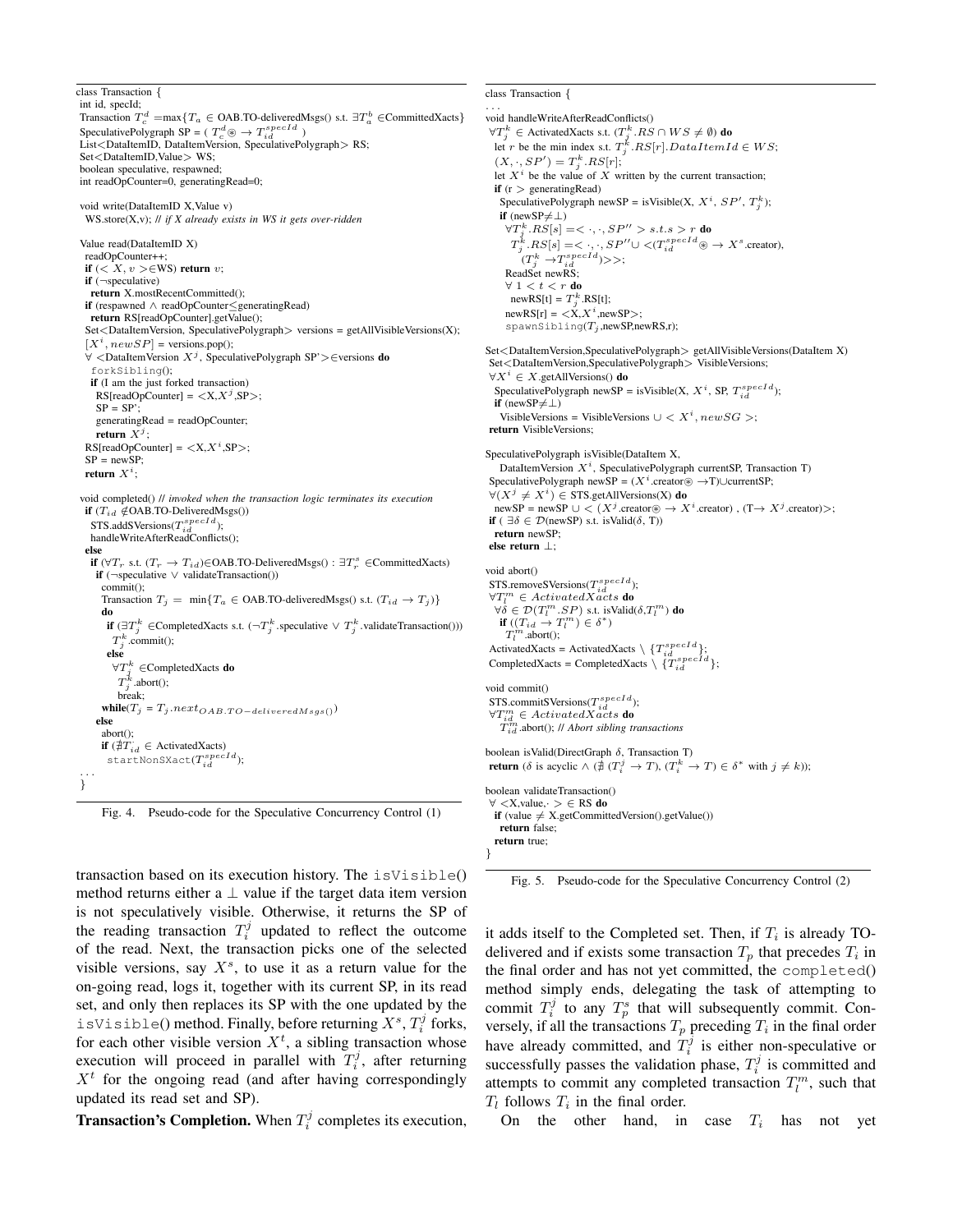```
class Transaction {
 int id, specId;
 Transaction T_c^d =max{T_a ∈ OAB.TO-deliveredMsgs() s.t. ∃T_a^b ∈CommittedXacts}
 SpeculativePolygraph SP = ( T_c^d ⊛ → T_id^specId )
 List<DataItemID, DataItemVersion, SpeculativePolygraph> RS;
 Set<DataItemID,Value> WS;
 boolean speculative, respawned;
 int readOpCounter=0, generatingRead=0;

 void write(DataItemID X,Value v)
  WS.store(X,v); // if X already exists in WS it gets over-ridden

 Value read(DataItemID X)
  readOpCounter++;
  if (< X, v >∈WS) return v;
  if (¬speculative)
   return X.mostRecentCommitted();
  if (respawned ∧ readOpCounter≤generatingRead)
   return RS[readOpCounter].getValue();
  Set<DataItemVersion, SpeculativePolygraph> versions = getAllVisibleVersions(X);
  [X^i, newSP] = versions.pop();
  ∀ <DataItemVersion X^j, SpeculativePolygraph SP'>∈versions do
   forkSibling();
   if (I am the just forked transaction)
    RS[readOpCounter] = <X,X^j,SP>;
    SP = SP';
    generatingRead = readOpCounter;
    return X^j;
  RS[readOpCounter] = <X,X^i,SP>;
  SP = newSP;
  return X^i;

 void completed() // invoked when the transaction logic terminates its execution
  if (T_id ∉OAB.TO-DeliveredMsgs())
   STS.addSVersions(T_id^specId);
   handleWriteAfterReadConflicts();
  else
   if (∀T_r s.t. (T_r → T_id)∈OAB.TO-DeliveredMsgs() : ∃T_r^s ∈CommittedXacts)
    if (¬speculative ∨ validateTransaction())
     commit();
     Transaction T_j = min{T_a ∈ OAB.TO-deliveredMsgs() s.t. (T_id → T_j)}
     do
      if (∃T_j^k ∈CompletedXacts s.t. (¬T_j^k.speculative ∨ T_j^k.validateTransaction()))
       T_j^k.commit();
      else
       ∀T_j^k ∈CompletedXacts do
        T_j^k.abort();
       break;
     while(T_j = T_j.next_{OAB.TO-deliveredMsgs()})
    else
     abort();
     if (∄T_id ∈ ActivatedXacts)
      startNonSXact(T_id^specId);
...
}
```

Fig. 4. Pseudo-code for the Speculative Concurrency Control (1)

```
class Transaction {
...
void handleWriteAfterReadConflicts()
 ∀T_j^k ∈ ActivatedXacts s.t. (T_j^k.RS ∩ WS ≠ ∅) do
  let r be the min index s.t. T_j^k.RS[r].DataItemId ∈ WS;
  (X, ·, SP') = T_j^k.RS[r];
  let X^i be the value of X written by the current transaction;
  if (r > generatingRead)
   SpeculativePolygraph newSP = isVisible(X, X^i, SP', T_j^k);
   if (newSP≠⊥)
    ∀T_j^k.RS[s] =< ·, ·, SP'' > s.t.s > r do
     T_j^k.RS[s] =< ·, ·, SP''∪ <(T_id^specId ⊛ → X^s.creator),
       (T_j^k →T_id^specId)>>;
    ReadSet newRS;
    ∀ 1 < t < r do
     newRS[t] = T_j^k.RS[t];
    newRS[r] = <X,X^i,newSP>;
    spawnSibling(T_j,newSP,newRS,r);

Set<DataItemVersion,SpeculativePolygraph> getAllVisibleVersions(DataItem X)
 Set<DataItemVersion,SpeculativePolygraph> VisibleVersions;
 ∀X^i ∈ X.getAllVersions() do
  SpeculativePolygraph newSP = isVisible(X, X^i, SP, T_id^specId);
  if (newSP≠⊥)
   VisibleVersions = VisibleVersions ∪ < X^i, newSG >;
 return VisibleVersions;

SpeculativePolygraph isVisible(DataItem X,
   DataItemVersion X^i, SpeculativePolygraph currentSP, Transaction T)
 SpeculativePolygraph newSP = (X^i.creator⊛ →T)∪currentSP;
 ∀(X^j ≠ X^i) ∈ STS.getAllVersions(X) do
  newSP = newSP ∪ < (X^j.creator⊛ → X^i.creator) , (T→ X^j.creator)>;
 if ( ∃δ ∈ D(newSP) s.t. isValid(δ, T))
  return newSP;
 else return ⊥;

void abort()
 STS.removeSVersions(T_id^specId);
 ∀T_l^m ∈ ActivatedXacts do
  ∀δ ∈ D(T_l^m.SP) s.t. isValid(δ,T_l^m) do
   if ((T_id → T_l^m) ∈ δ*)
    T_l^m.abort();
 ActivatedXacts = ActivatedXacts \ {T_id^specId};
 CompletedXacts = CompletedXacts \ {T_id^specId};

void commit()
 STS.commitSVersions(T_id^specId);
 ∀T_id^m ∈ ActivatedXacts do
  T_id^m.abort(); // Abort sibling transactions

boolean isValid(DirectGraph δ, Transaction T)
 return (δ is acyclic ∧ (∄ (T_i^j → T), (T_i^k → T) ∈ δ* with j ≠ k));

boolean validateTransaction()
 ∀ <X,value,·> ∈ RS do
  if (value ≠ X.getCommittedVersion().getValue())
   return false;
  return true;
}
```

Fig. 5. Pseudo-code for the Speculative Concurrency Control (2)

transaction based on its execution history. The isVisible() method returns either a $\perp$ value if the target data item version is not speculatively visible. Otherwise, it returns the SP of the reading transaction $T_i^j$ updated to reflect the outcome of the read. Next, the transaction picks one of the selected visible versions, say $X^s$, to use it as a return value for the on-going read, logs it, together with its current SP, in its read set, and only then replaces its SP with the one updated by the isVisible() method. Finally, before returning $X^s$, $T_i^j$ forks, for each other visible version $X^t$, a sibling transaction whose execution will proceed in parallel with $T_i^j$, after returning $X^t$ for the ongoing read (and after having correspondingly updated its read set and SP).

**Transaction's Completion.** When $T_i^j$ completes its execution, it adds itself to the Completed set. Then, if $T_i$ is already TO-delivered and if exists some transaction $T_p$ that precedes $T_i$ in the final order and has not yet committed, the completed() method simply ends, delegating the task of attempting to commit $T_i^j$ to any $T_p^s$ that will subsequently commit. Conversely, if all the transactions $T_p$ preceding $T_i$ in the final order have already committed, and $T_i^j$ is either non-speculative or successfully passes the validation phase, $T_i^j$ is committed and attempts to commit any completed transaction $T_l^m$, such that $T_l$ follows $T_i$ in the final order.

On the other hand, in case $T_i$ has not yet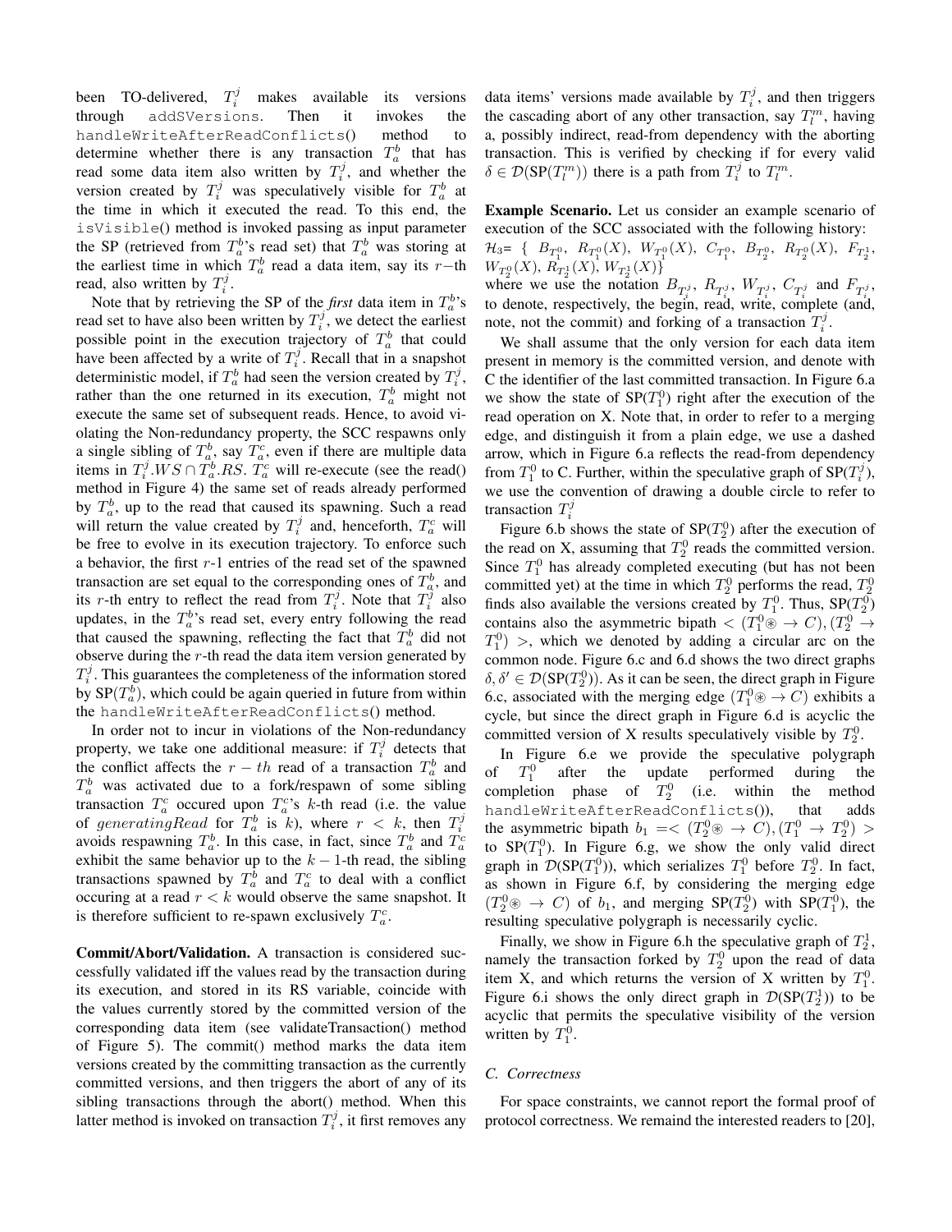been TO-delivered, $T_i^j$ makes available its versions through `addSVersions`. Then it invokes the `handleWriteAfterReadConflicts()` method to determine whether there is any transaction $T_a^b$ that has read some data item also written by $T_i^j$, and whether the version created by $T_i^j$ was speculatively visible for $T_a^b$ at the time in which it executed the read. To this end, the `isVisible()` method is invoked passing as input parameter the SP (retrieved from $T_a^b$'s read set) that $T_a^b$ was storing at the earliest time in which $T_a^b$ read a data item, say its $r$−th read, also written by $T_i^j$.

Note that by retrieving the SP of the *first* data item in $T_a^b$'s read set to have also been written by $T_i^j$, we detect the earliest possible point in the execution trajectory of $T_a^b$ that could have been affected by a write of $T_i^j$. Recall that in a snapshot deterministic model, if $T_a^b$ had seen the version created by $T_i^j$, rather than the one returned in its execution, $T_a^b$ might not execute the same set of subsequent reads. Hence, to avoid violating the Non-redundancy property, the SCC respawns only a single sibling of $T_a^b$, say $T_a^c$, even if there are multiple data items in $T_i^j.WS \cap T_a^b.RS$. $T_a^c$ will re-execute (see the read() method in Figure 4) the same set of reads already performed by $T_a^b$, up to the read that caused its spawning. Such a read will return the value created by $T_i^j$ and, henceforth, $T_a^c$ will be free to evolve in its execution trajectory. To enforce such a behavior, the first $r$-1 entries of the read set of the spawned transaction are set equal to the corresponding ones of $T_a^b$, and its $r$-th entry to reflect the read from $T_i^j$. Note that $T_i^j$ also updates, in the $T_a^b$'s read set, every entry following the read that caused the spawning, reflecting the fact that $T_a^b$ did not observe during the $r$-th read the data item version generated by $T_i^j$. This guarantees the completeness of the information stored by SP($T_a^b$), which could be again queried in future from within the `handleWriteAfterReadConflicts()` method.

In order not to incur in violations of the Non-redundancy property, we take one additional measure: if $T_i^j$ detects that the conflict affects the $r-th$ read of a transaction $T_a^b$ and $T_a^b$ was activated due to a fork/respawn of some sibling transaction $T_a^c$ occured upon $T_a^c$'s $k$-th read (i.e. the value of $generatingRead$ for $T_a^b$ is $k$), where $r < k$, then $T_i^j$ avoids respawning $T_a^b$. In this case, in fact, since $T_a^b$ and $T_a^c$ exhibit the same behavior up to the $k-1$-th read, the sibling transactions spawned by $T_a^b$ and $T_a^c$ to deal with a conflict occuring at a read $r < k$ would observe the same snapshot. It is therefore sufficient to re-spawn exclusively $T_a^c$.

**Commit/Abort/Validation.** A transaction is considered successfully validated iff the values read by the transaction during its execution, and stored in its RS variable, coincide with the values currently stored by the committed version of the corresponding data item (see validateTransaction() method of Figure 5). The commit() method marks the data item versions created by the committing transaction as the currently committed versions, and then triggers the abort of any of its sibling transactions through the abort() method. When this latter method is invoked on transaction $T_i^j$, it first removes any data items' versions made available by $T_i^j$, and then triggers the cascading abort of any other transaction, say $T_l^m$, having a, possibly indirect, read-from dependency with the aborting transaction. This is verified by checking if for every valid $\delta \in \mathcal{D}(\text{SP}(T_l^m))$ there is a path from $T_i^j$ to $T_l^m$.

**Example Scenario.** Let us consider an example scenario of execution of the SCC associated with the following history:
$\mathcal{H}_3$= { $B_{T_1^0}$, $R_{T_1^0}(X)$, $W_{T_1^0}(X)$, $C_{T_1^0}$, $B_{T_2^0}$, $R_{T_2^0}(X)$, $F_{T_2^1}$, $W_{T_2^0}(X)$, $R_{T_2^1}(X)$, $W_{T_2^1}(X)$}
where we use the notation $B_{T_i^j}$, $R_{T_i^j}$, $W_{T_i^j}$, $C_{T_i^j}$ and $F_{T_i^j}$, to denote, respectively, the begin, read, write, complete (and, note, not the commit) and forking of a transaction $T_i^j$.

We shall assume that the only version for each data item present in memory is the committed version, and denote with C the identifier of the last committed transaction. In Figure 6.a we show the state of SP($T_1^0$) right after the execution of the read operation on X. Note that, in order to refer to a merging edge, and distinguish it from a plain edge, we use a dashed arrow, which in Figure 6.a reflects the read-from dependency from $T_1^0$ to C. Further, within the speculative graph of SP($T_i^j$), we use the convention of drawing a double circle to refer to transaction $T_i^j$

Figure 6.b shows the state of SP($T_2^0$) after the execution of the read on X, assuming that $T_2^0$ reads the committed version. Since $T_1^0$ has already completed executing (but has not been committed yet) at the time in which $T_2^0$ performs the read, $T_2^0$ finds also available the versions created by $T_1^0$. Thus, SP($T_2^0$) contains also the asymmetric bipath $< (T_1^0 \circledast \rightarrow C), (T_2^0 \rightarrow T_1^0) >$, which we denoted by adding a circular arc on the common node. Figure 6.c and 6.d shows the two direct graphs $\delta, \delta' \in \mathcal{D}(\text{SP}(T_2^0))$. As it can be seen, the direct graph in Figure 6.c, associated with the merging edge $(T_1^0 \circledast \rightarrow C)$ exhibits a cycle, but since the direct graph in Figure 6.d is acyclic the committed version of X results speculatively visible by $T_2^0$.

In Figure 6.e we provide the speculative polygraph of $T_1^0$ after the update performed during the completion phase of $T_2^0$ (i.e. within that method `handleWriteAfterReadConflicts()`), that adds the asymmetric bipath $b_1 = < (T_2^0 \circledast \rightarrow C), (T_1^0 \rightarrow T_2^0) >$ to SP($T_1^0$). In Figure 6.g, we show the only valid direct graph in $\mathcal{D}(\text{SP}(T_1^0))$, which serializes $T_1^0$ before $T_2^0$. In fact, as shown in Figure 6.f, by considering the merging edge $(T_2^0 \circledast \rightarrow C)$ of $b_1$, and merging SP($T_2^0$) with SP($T_1^0$), the resulting speculative polygraph is necessarily cyclic.

Finally, we show in Figure 6.h the speculative graph of $T_2^1$, namely the transaction forked by $T_2^0$ upon the read of data item X, and which returns the version of X written by $T_1^0$. Figure 6.i shows the only direct graph in $\mathcal{D}(\text{SP}(T_2^1))$ to be acyclic that permits the speculative visibility of the version written by $T_1^0$.

### C. Correctness

For space constraints, we cannot report the formal proof of protocol correctness. We remaind the interested readers to [20],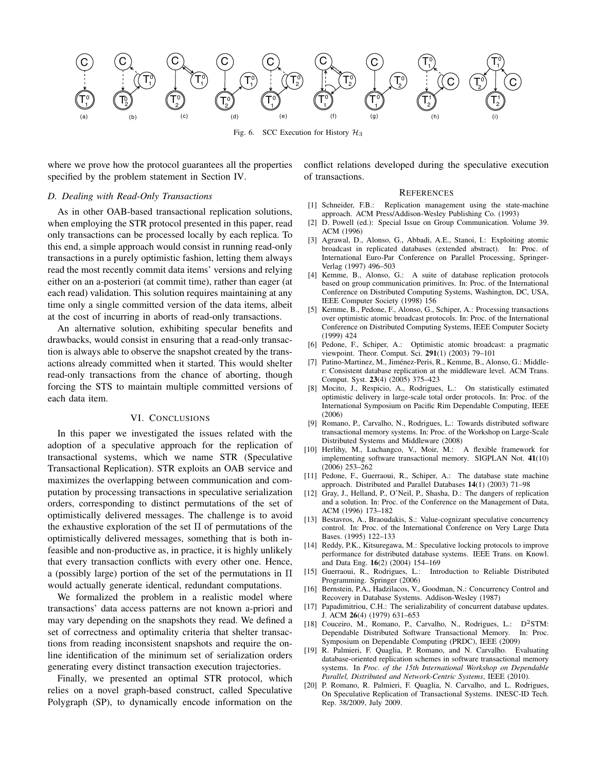C
$T^0_1$
(a)

C
$T^0_1$
$T^0_2$
(b)

C
$T^0_1$
$T^0_2$
(c)

C
$T^0_1$
$T^0_2$
(d)

C
$T^0_2$
$T^0_1$
(e)

C
$T^0_2$
$T^0_1$
(f)

C
$T^0_2$
$T^0_1$
(g)

$T^0_1$
C
$T^1_2$
(h)

$T^0_1$
$T^0_2$
C
$T^1_2$
(i)

Fig. 6. SCC Execution for History $\mathcal{H}_3$

where we prove how the protocol guarantees all the properties specified by the problem statement in Section IV.

### D. Dealing with Read-Only Transactions

As in other OAB-based transactional replication solutions, when employing the STR protocol presented in this paper, read only transactions can be processed locally by each replica. To this end, a simple approach would consist in running read-only transactions in a purely optimistic fashion, letting them always read the most recently commit data items' versions and relying either on an a-posteriori (at commit time), rather than eager (at each read) validation. This solution requires maintaining at any time only a single committed version of the data items, albeit at the cost of incurring in aborts of read-only transactions.

An alternative solution, exhibiting specular benefits and drawbacks, would consist in ensuring that a read-only transaction is always able to observe the snapshot created by the transactions already committed when it started. This would shelter read-only transactions from the chance of aborting, though forcing the STS to maintain multiple committed versions of each data item.

## VI. Conclusions

In this paper we investigated the issues related with the adoption of a speculative approach for the replication of transactional systems, which we name STR (Speculative Transactional Replication). STR exploits an OAB service and maximizes the overlapping between communication and computation by processing transactions in speculative serialization orders, corresponding to distinct permutations of the set of optimistically delivered messages. The challenge is to avoid the exhaustive exploration of the set $\Pi$ of permutations of the optimistically delivered messages, something that is both infeasible and non-productive as, in practice, it is highly unlikely that every transaction conflicts with every other one. Hence, a (possibly large) portion of the set of the permutations in $\Pi$ would actually generate identical, redundant computations.

We formalized the problem in a realistic model where transactions' data access patterns are not known a-priori and may vary depending on the snapshots they read. We defined a set of correctness and optimality criteria that shelter transactions from reading inconsistent snapshots and require the online identification of the minimum set of serialization orders generating every distinct transaction execution trajectories.

Finally, we presented an optimal STR protocol, which relies on a novel graph-based construct, called Speculative Polygraph (SP), to dynamically encode information on the conflict relations developed during the speculative execution of transactions.

## References

[1] Schneider, F.B.: Replication management using the state-machine approach. ACM Press/Addison-Wesley Publishing Co. (1993)

[2] D. Powell (ed.): Special Issue on Group Communication. Volume 39. ACM (1996)

[3] Agrawal, D., Alonso, G., Abbadi, A.E., Stanoi, I.: Exploiting atomic broadcast in replicated databases (extended abstract). In: Proc. of International Euro-Par Conference on Parallel Processing, Springer-Verlag (1997) 496–503

[4] Kemme, B., Alonso, G.: A suite of database replication protocols based on group communication primitives. In: Proc. of the International Conference on Distributed Computing Systems, Washington, DC, USA, IEEE Computer Society (1998) 156

[5] Kemme, B., Pedone, F., Alonso, G., Schiper, A.: Processing transactions over optimistic atomic broadcast protocols. In: Proc. of the International Conference on Distributed Computing Systems, IEEE Computer Society (1999) 424

[6] Pedone, F., Schiper, A.: Optimistic atomic broadcast: a pragmatic viewpoint. Theor. Comput. Sci. **291**(1) (2003) 79–101

[7] Patino-Martinez, M., Jiménez-Peris, R., Kemme, B., Alonso, G.: Middle-r: Consistent database replication at the middleware level. ACM Trans. Comput. Syst. **23**(4) (2005) 375–423

[8] Mocito, J., Respicio, A., Rodrigues, L.: On statistically estimated optimistic delivery in large-scale total order protocols. In: Proc. of the International Symposium on Pacific Rim Dependable Computing, IEEE (2006)

[9] Romano, P., Carvalho, N., Rodrigues, L.: Towards distributed software transactional memory systems. In: Proc. of the Workshop on Large-Scale Distributed Systems and Middleware (2008)

[10] Herlihy, M., Luchangco, V., Moir, M.: A flexible framework for implementing software transactional memory. SIGPLAN Not. **41**(10) (2006) 253–262

[11] Pedone, F., Guerraoui, R., Schiper, A.: The database state machine approach. Distributed and Parallel Databases **14**(1) (2003) 71–98

[12] Gray, J., Helland, P., O'Neil, P., Shasha, D.: The dangers of replication and a solution. In: Proc. of the Conference on the Management of Data, ACM (1996) 173–182

[13] Bestavros, A., Braoudakis, S.: Value-cognizant speculative concurrency control. In: Proc. of the International Conference on Very Large Data Bases. (1995) 122–133

[14] Reddy, P.K., Kitsuregawa, M.: Speculative locking protocols to improve performance for distributed database systems. IEEE Trans. on Knowl. and Data Eng. **16**(2) (2004) 154–169

[15] Guerraoui, R., Rodrigues, L.: Introduction to Reliable Distributed Programming. Springer (2006)

[16] Bernstein, P.A., Hadzilacos, V., Goodman, N.: Concurrency Control and Recovery in Database Systems. Addison-Wesley (1987)

[17] Papadimitriou, C.H.: The serializability of concurrent database updates. J. ACM **26**(4) (1979) 631–653

[18] Couceiro, M., Romano, P., Carvalho, N., Rodrigues, L.: $D^2$STM: Dependable Distributed Software Transactional Memory. In: Proc. Symposium on Dependable Computing (PRDC), IEEE (2009)

[19] R. Palmieri, F. Quaglia, P. Romano, and N. Carvalho. Evaluating database-oriented replication schemes in software transactional memory systems. In *Proc. of the 15th International Workshop on Dependable Parallel, Distributed and Network-Centric Systems*, IEEE (2010).

[20] P. Romano, R. Palmieri, F. Quaglia, N. Carvalho, and L. Rodrigues, On Speculative Replication of Transactional Systems. INESC-ID Tech. Rep. 38/2009, July 2009.